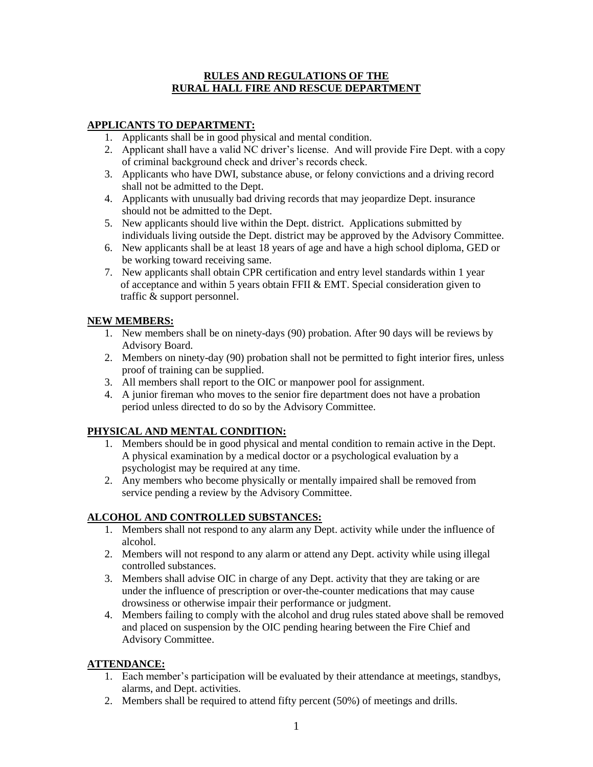# RULES AND REGULATIONS OF THE RURAL HALL FIRE AND RESCUE DEPARTMENT

## APPLICANTS TO DEPARTMENT:

1. Applicants shall be in good physical and mental condition.
2. Applicant shall have a valid NC driver's license. And will provide Fire Dept. with a copy of criminal background check and driver's records check.
3. Applicants who have DWI, substance abuse, or felony convictions and a driving record shall not be admitted to the Dept.
4. Applicants with unusually bad driving records that may jeopardize Dept. insurance should not be admitted to the Dept.
5. New applicants should live within the Dept. district. Applications submitted by individuals living outside the Dept. district may be approved by the Advisory Committee.
6. New applicants shall be at least 18 years of age and have a high school diploma, GED or be working toward receiving same.
7. New applicants shall obtain CPR certification and entry level standards within 1 year of acceptance and within 5 years obtain FFII & EMT. Special consideration given to traffic & support personnel.

## NEW MEMBERS:

1. New members shall be on ninety-days (90) probation. After 90 days will be reviews by Advisory Board.
2. Members on ninety-day (90) probation shall not be permitted to fight interior fires, unless proof of training can be supplied.
3. All members shall report to the OIC or manpower pool for assignment.
4. A junior fireman who moves to the senior fire department does not have a probation period unless directed to do so by the Advisory Committee.

## PHYSICAL AND MENTAL CONDITION:

1. Members should be in good physical and mental condition to remain active in the Dept. A physical examination by a medical doctor or a psychological evaluation by a psychologist may be required at any time.
2. Any members who become physically or mentally impaired shall be removed from service pending a review by the Advisory Committee.

## ALCOHOL AND CONTROLLED SUBSTANCES:

1. Members shall not respond to any alarm any Dept. activity while under the influence of alcohol.
2. Members will not respond to any alarm or attend any Dept. activity while using illegal controlled substances.
3. Members shall advise OIC in charge of any Dept. activity that they are taking or are under the influence of prescription or over-the-counter medications that may cause drowsiness or otherwise impair their performance or judgment.
4. Members failing to comply with the alcohol and drug rules stated above shall be removed and placed on suspension by the OIC pending hearing between the Fire Chief and Advisory Committee.

## ATTENDANCE:

1. Each member's participation will be evaluated by their attendance at meetings, standbys, alarms, and Dept. activities.
2. Members shall be required to attend fifty percent (50%) of meetings and drills.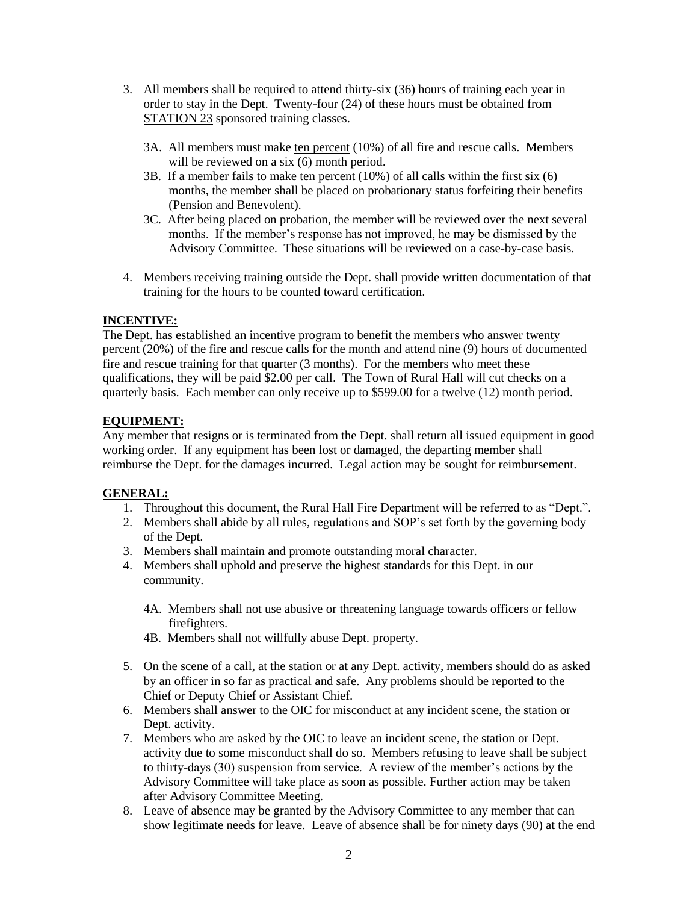3. All members shall be required to attend thirty-six (36) hours of training each year in order to stay in the Dept. Twenty-four (24) of these hours must be obtained from <u>STATION 23</u> sponsored training classes.

   3A. All members must make <u>ten percent</u> (10%) of all fire and rescue calls. Members will be reviewed on a six (6) month period.

   3B. If a member fails to make ten percent (10%) of all calls within the first six (6) months, the member shall be placed on probationary status forfeiting their benefits (Pension and Benevolent).

   3C. After being placed on probation, the member will be reviewed over the next several months. If the member's response has not improved, he may be dismissed by the Advisory Committee. These situations will be reviewed on a case-by-case basis.

4. Members receiving training outside the Dept. shall provide written documentation of that training for the hours to be counted toward certification.

**<u>INCENTIVE:</u>**

The Dept. has established an incentive program to benefit the members who answer twenty percent (20%) of the fire and rescue calls for the month and attend nine (9) hours of documented fire and rescue training for that quarter (3 months). For the members who meet these qualifications, they will be paid $2.00 per call. The Town of Rural Hall will cut checks on a quarterly basis. Each member can only receive up to $599.00 for a twelve (12) month period.

**<u>EQUIPMENT:</u>**

Any member that resigns or is terminated from the Dept. shall return all issued equipment in good working order. If any equipment has been lost or damaged, the departing member shall reimburse the Dept. for the damages incurred. Legal action may be sought for reimbursement.

**<u>GENERAL:</u>**

1. Throughout this document, the Rural Hall Fire Department will be referred to as "Dept.".
2. Members shall abide by all rules, regulations and SOP's set forth by the governing body of the Dept.
3. Members shall maintain and promote outstanding moral character.
4. Members shall uphold and preserve the highest standards for this Dept. in our community.

   4A. Members shall not use abusive or threatening language towards officers or fellow firefighters.

   4B. Members shall not willfully abuse Dept. property.

5. On the scene of a call, at the station or at any Dept. activity, members should do as asked by an officer in so far as practical and safe. Any problems should be reported to the Chief or Deputy Chief or Assistant Chief.
6. Members shall answer to the OIC for misconduct at any incident scene, the station or Dept. activity.
7. Members who are asked by the OIC to leave an incident scene, the station or Dept. activity due to some misconduct shall do so. Members refusing to leave shall be subject to thirty-days (30) suspension from service. A review of the member's actions by the Advisory Committee will take place as soon as possible. Further action may be taken after Advisory Committee Meeting.
8. Leave of absence may be granted by the Advisory Committee to any member that can show legitimate needs for leave. Leave of absence shall be for ninety days (90) at the end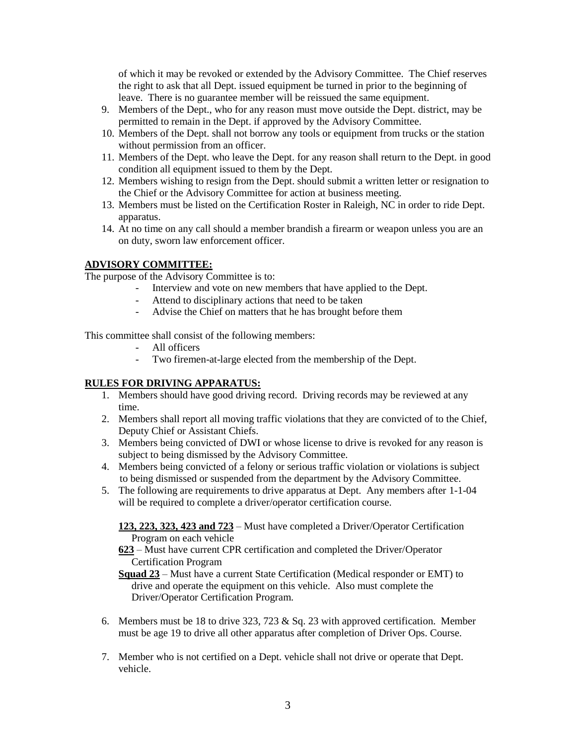of which it may be revoked or extended by the Advisory Committee. The Chief reserves the right to ask that all Dept. issued equipment be turned in prior to the beginning of leave. There is no guarantee member will be reissued the same equipment.

9. Members of the Dept., who for any reason must move outside the Dept. district, may be permitted to remain in the Dept. if approved by the Advisory Committee.
10. Members of the Dept. shall not borrow any tools or equipment from trucks or the station without permission from an officer.
11. Members of the Dept. who leave the Dept. for any reason shall return to the Dept. in good condition all equipment issued to them by the Dept.
12. Members wishing to resign from the Dept. should submit a written letter or resignation to the Chief or the Advisory Committee for action at business meeting.
13. Members must be listed on the Certification Roster in Raleigh, NC in order to ride Dept. apparatus.
14. At no time on any call should a member brandish a firearm or weapon unless you are an on duty, sworn law enforcement officer.

## ADVISORY COMMITTEE:

The purpose of the Advisory Committee is to:

- Interview and vote on new members that have applied to the Dept.
- Attend to disciplinary actions that need to be taken
- Advise the Chief on matters that he has brought before them

This committee shall consist of the following members:

- All officers
- Two firemen-at-large elected from the membership of the Dept.

## RULES FOR DRIVING APPARATUS:

1. Members should have good driving record. Driving records may be reviewed at any time.
2. Members shall report all moving traffic violations that they are convicted of to the Chief, Deputy Chief or Assistant Chiefs.
3. Members being convicted of DWI or whose license to drive is revoked for any reason is subject to being dismissed by the Advisory Committee.
4. Members being convicted of a felony or serious traffic violation or violations is subject to being dismissed or suspended from the department by the Advisory Committee.
5. The following are requirements to drive apparatus at Dept. Any members after 1-1-04 will be required to complete a driver/operator certification course.

   **123, 223, 323, 423 and 723** – Must have completed a Driver/Operator Certification Program on each vehicle

   **623** – Must have current CPR certification and completed the Driver/Operator Certification Program

   **Squad 23** – Must have a current State Certification (Medical responder or EMT) to drive and operate the equipment on this vehicle. Also must complete the Driver/Operator Certification Program.

6. Members must be 18 to drive 323, 723 & Sq. 23 with approved certification. Member must be age 19 to drive all other apparatus after completion of Driver Ops. Course.

7. Member who is not certified on a Dept. vehicle shall not drive or operate that Dept. vehicle.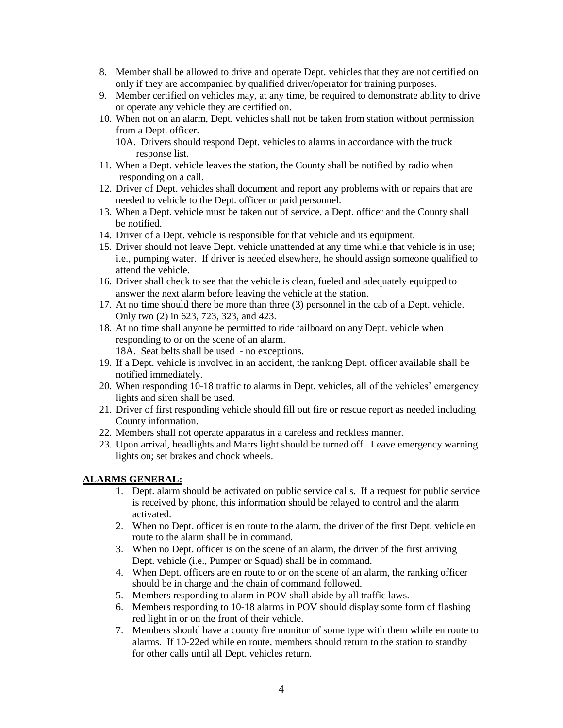8. Member shall be allowed to drive and operate Dept. vehicles that they are not certified on only if they are accompanied by qualified driver/operator for training purposes.
9. Member certified on vehicles may, at any time, be required to demonstrate ability to drive or operate any vehicle they are certified on.
10. When not on an alarm, Dept. vehicles shall not be taken from station without permission from a Dept. officer.
    10A. Drivers should respond Dept. vehicles to alarms in accordance with the truck response list.
11. When a Dept. vehicle leaves the station, the County shall be notified by radio when responding on a call.
12. Driver of Dept. vehicles shall document and report any problems with or repairs that are needed to vehicle to the Dept. officer or paid personnel.
13. When a Dept. vehicle must be taken out of service, a Dept. officer and the County shall be notified.
14. Driver of a Dept. vehicle is responsible for that vehicle and its equipment.
15. Driver should not leave Dept. vehicle unattended at any time while that vehicle is in use; i.e., pumping water. If driver is needed elsewhere, he should assign someone qualified to attend the vehicle.
16. Driver shall check to see that the vehicle is clean, fueled and adequately equipped to answer the next alarm before leaving the vehicle at the station.
17. At no time should there be more than three (3) personnel in the cab of a Dept. vehicle. Only two (2) in 623, 723, 323, and 423.
18. At no time shall anyone be permitted to ride tailboard on any Dept. vehicle when responding to or on the scene of an alarm.
    18A. Seat belts shall be used - no exceptions.
19. If a Dept. vehicle is involved in an accident, the ranking Dept. officer available shall be notified immediately.
20. When responding 10-18 traffic to alarms in Dept. vehicles, all of the vehicles' emergency lights and siren shall be used.
21. Driver of first responding vehicle should fill out fire or rescue report as needed including County information.
22. Members shall not operate apparatus in a careless and reckless manner.
23. Upon arrival, headlights and Marrs light should be turned off. Leave emergency warning lights on; set brakes and chock wheels.

## ALARMS GENERAL:

1. Dept. alarm should be activated on public service calls. If a request for public service is received by phone, this information should be relayed to control and the alarm activated.
2. When no Dept. officer is en route to the alarm, the driver of the first Dept. vehicle en route to the alarm shall be in command.
3. When no Dept. officer is on the scene of an alarm, the driver of the first arriving Dept. vehicle (i.e., Pumper or Squad) shall be in command.
4. When Dept. officers are en route to or on the scene of an alarm, the ranking officer should be in charge and the chain of command followed.
5. Members responding to alarm in POV shall abide by all traffic laws.
6. Members responding to 10-18 alarms in POV should display some form of flashing red light in or on the front of their vehicle.
7. Members should have a county fire monitor of some type with them while en route to alarms. If 10-22ed while en route, members should return to the station to standby for other calls until all Dept. vehicles return.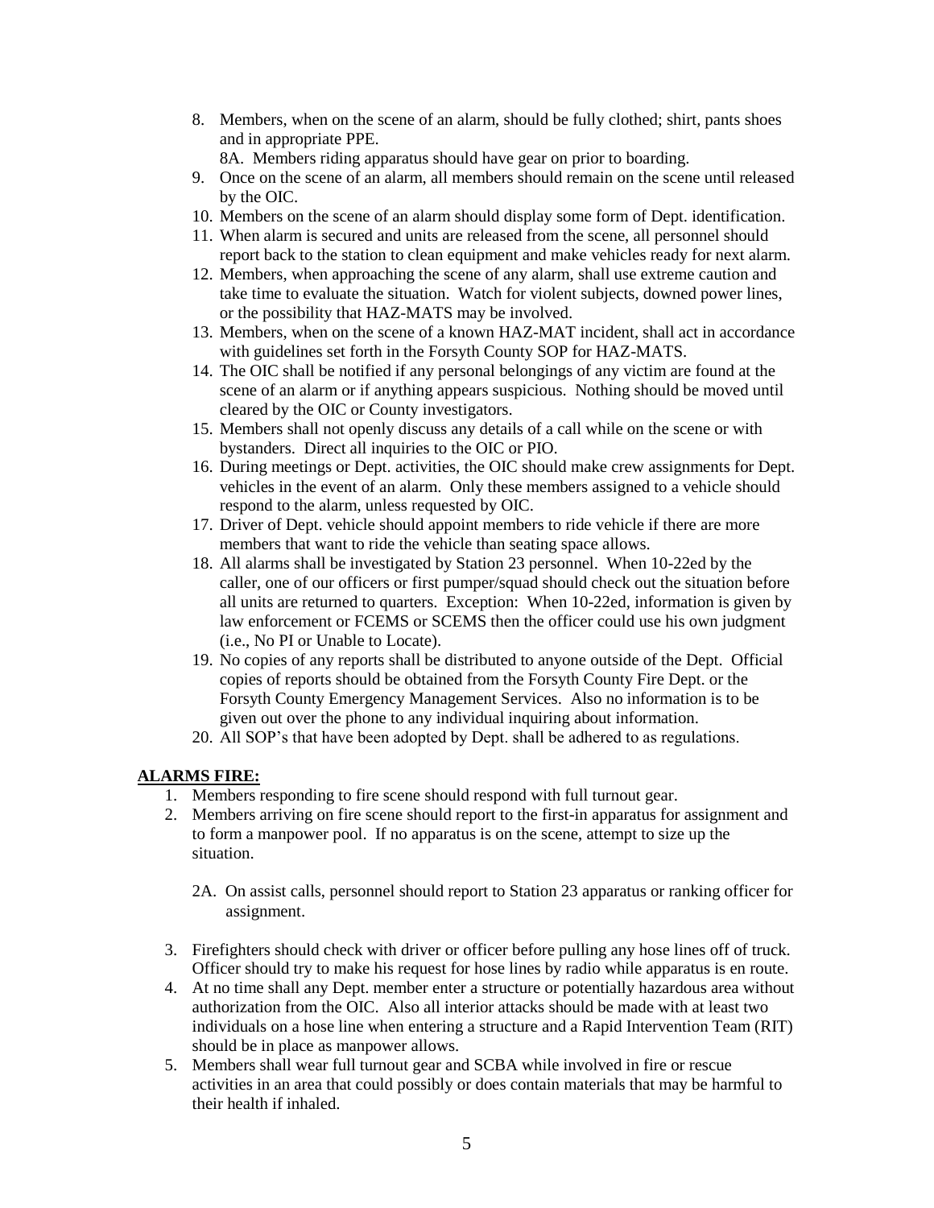8. Members, when on the scene of an alarm, should be fully clothed; shirt, pants shoes and in appropriate PPE.

   8A. Members riding apparatus should have gear on prior to boarding.
9. Once on the scene of an alarm, all members should remain on the scene until released by the OIC.
10. Members on the scene of an alarm should display some form of Dept. identification.
11. When alarm is secured and units are released from the scene, all personnel should report back to the station to clean equipment and make vehicles ready for next alarm.
12. Members, when approaching the scene of any alarm, shall use extreme caution and take time to evaluate the situation. Watch for violent subjects, downed power lines, or the possibility that HAZ-MATS may be involved.
13. Members, when on the scene of a known HAZ-MAT incident, shall act in accordance with guidelines set forth in the Forsyth County SOP for HAZ-MATS.
14. The OIC shall be notified if any personal belongings of any victim are found at the scene of an alarm or if anything appears suspicious. Nothing should be moved until cleared by the OIC or County investigators.
15. Members shall not openly discuss any details of a call while on the scene or with bystanders. Direct all inquiries to the OIC or PIO.
16. During meetings or Dept. activities, the OIC should make crew assignments for Dept. vehicles in the event of an alarm. Only these members assigned to a vehicle should respond to the alarm, unless requested by OIC.
17. Driver of Dept. vehicle should appoint members to ride vehicle if there are more members that want to ride the vehicle than seating space allows.
18. All alarms shall be investigated by Station 23 personnel. When 10-22ed by the caller, one of our officers or first pumper/squad should check out the situation before all units are returned to quarters. Exception: When 10-22ed, information is given by law enforcement or FCEMS or SCEMS then the officer could use his own judgment (i.e., No PI or Unable to Locate).
19. No copies of any reports shall be distributed to anyone outside of the Dept. Official copies of reports should be obtained from the Forsyth County Fire Dept. or the Forsyth County Emergency Management Services. Also no information is to be given out over the phone to any individual inquiring about information.
20. All SOP's that have been adopted by Dept. shall be adhered to as regulations.

**ALARMS FIRE:**

1. Members responding to fire scene should respond with full turnout gear.
2. Members arriving on fire scene should report to the first-in apparatus for assignment and to form a manpower pool. If no apparatus is on the scene, attempt to size up the situation.

   2A. On assist calls, personnel should report to Station 23 apparatus or ranking officer for assignment.

3. Firefighters should check with driver or officer before pulling any hose lines off of truck. Officer should try to make his request for hose lines by radio while apparatus is en route.
4. At no time shall any Dept. member enter a structure or potentially hazardous area without authorization from the OIC. Also all interior attacks should be made with at least two individuals on a hose line when entering a structure and a Rapid Intervention Team (RIT) should be in place as manpower allows.
5. Members shall wear full turnout gear and SCBA while involved in fire or rescue activities in an area that could possibly or does contain materials that may be harmful to their health if inhaled.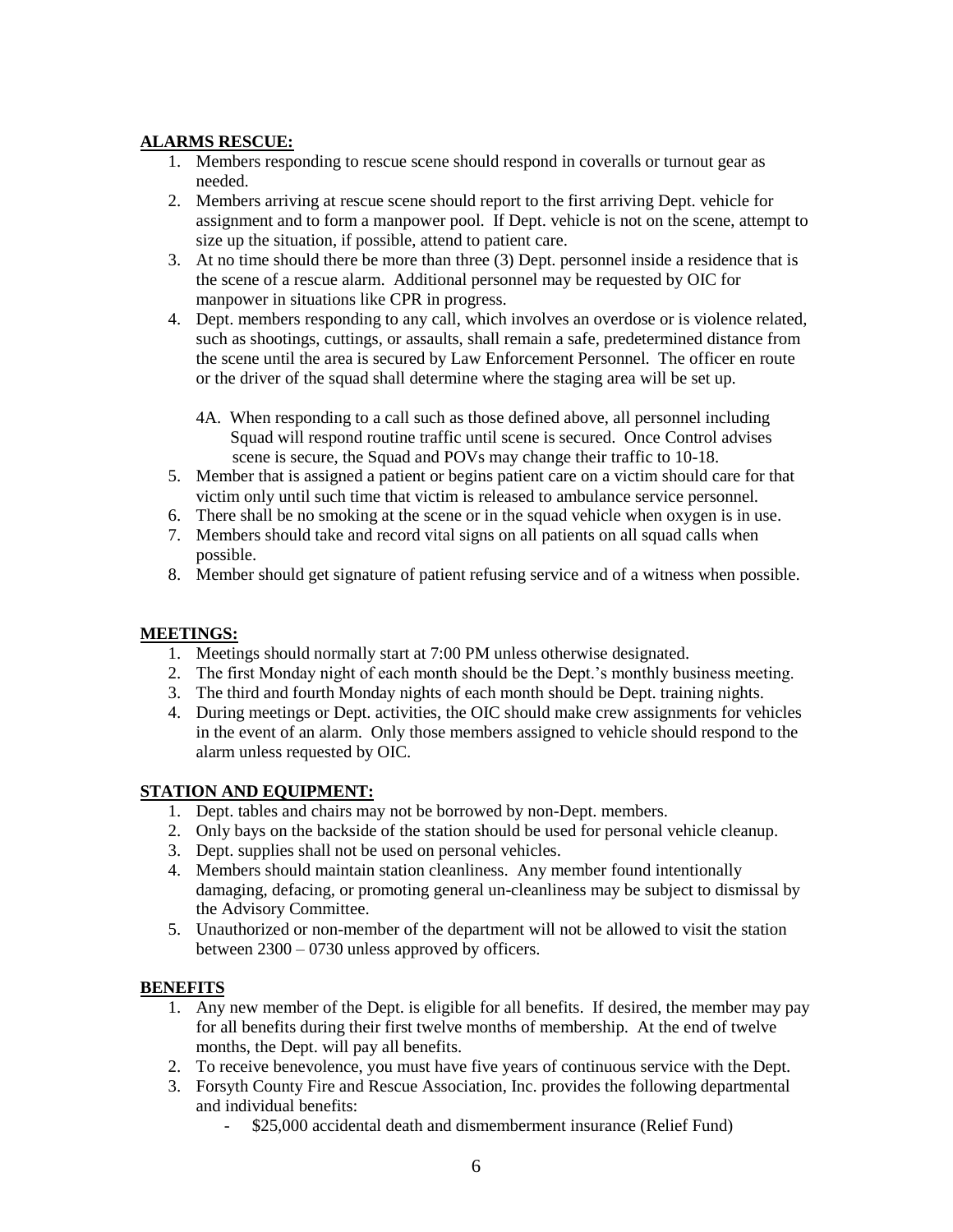**ALARMS RESCUE:**

1. Members responding to rescue scene should respond in coveralls or turnout gear as needed.
2. Members arriving at rescue scene should report to the first arriving Dept. vehicle for assignment and to form a manpower pool. If Dept. vehicle is not on the scene, attempt to size up the situation, if possible, attend to patient care.
3. At no time should there be more than three (3) Dept. personnel inside a residence that is the scene of a rescue alarm. Additional personnel may be requested by OIC for manpower in situations like CPR in progress.
4. Dept. members responding to any call, which involves an overdose or is violence related, such as shootings, cuttings, or assaults, shall remain a safe, predetermined distance from the scene until the area is secured by Law Enforcement Personnel. The officer en route or the driver of the squad shall determine where the staging area will be set up.

   4A. When responding to a call such as those defined above, all personnel including Squad will respond routine traffic until scene is secured. Once Control advises scene is secure, the Squad and POVs may change their traffic to 10-18.
5. Member that is assigned a patient or begins patient care on a victim should care for that victim only until such time that victim is released to ambulance service personnel.
6. There shall be no smoking at the scene or in the squad vehicle when oxygen is in use.
7. Members should take and record vital signs on all patients on all squad calls when possible.
8. Member should get signature of patient refusing service and of a witness when possible.

**MEETINGS:**

1. Meetings should normally start at 7:00 PM unless otherwise designated.
2. The first Monday night of each month should be the Dept.'s monthly business meeting.
3. The third and fourth Monday nights of each month should be Dept. training nights.
4. During meetings or Dept. activities, the OIC should make crew assignments for vehicles in the event of an alarm. Only those members assigned to vehicle should respond to the alarm unless requested by OIC.

**STATION AND EQUIPMENT:**

1. Dept. tables and chairs may not be borrowed by non-Dept. members.
2. Only bays on the backside of the station should be used for personal vehicle cleanup.
3. Dept. supplies shall not be used on personal vehicles.
4. Members should maintain station cleanliness. Any member found intentionally damaging, defacing, or promoting general un-cleanliness may be subject to dismissal by the Advisory Committee.
5. Unauthorized or non-member of the department will not be allowed to visit the station between 2300 – 0730 unless approved by officers.

**BENEFITS**

1. Any new member of the Dept. is eligible for all benefits. If desired, the member may pay for all benefits during their first twelve months of membership. At the end of twelve months, the Dept. will pay all benefits.
2. To receive benevolence, you must have five years of continuous service with the Dept.
3. Forsyth County Fire and Rescue Association, Inc. provides the following departmental and individual benefits:
   - $25,000 accidental death and dismemberment insurance (Relief Fund)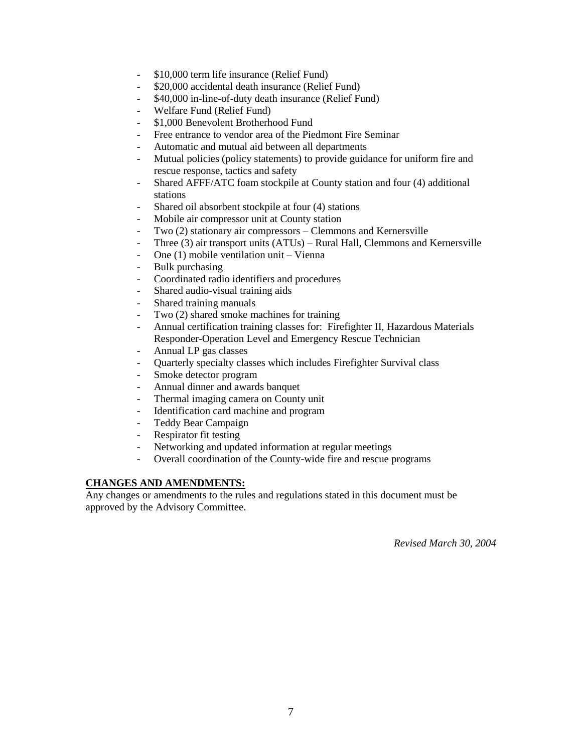- $10,000 term life insurance (Relief Fund)
- $20,000 accidental death insurance (Relief Fund)
- $40,000 in-line-of-duty death insurance (Relief Fund)
- Welfare Fund (Relief Fund)
- $1,000 Benevolent Brotherhood Fund
- Free entrance to vendor area of the Piedmont Fire Seminar
- Automatic and mutual aid between all departments
- Mutual policies (policy statements) to provide guidance for uniform fire and rescue response, tactics and safety
- Shared AFFF/ATC foam stockpile at County station and four (4) additional stations
- Shared oil absorbent stockpile at four (4) stations
- Mobile air compressor unit at County station
- Two (2) stationary air compressors – Clemmons and Kernersville
- Three (3) air transport units (ATUs) – Rural Hall, Clemmons and Kernersville
- One (1) mobile ventilation unit – Vienna
- Bulk purchasing
- Coordinated radio identifiers and procedures
- Shared audio-visual training aids
- Shared training manuals
- Two (2) shared smoke machines for training
- Annual certification training classes for: Firefighter II, Hazardous Materials Responder-Operation Level and Emergency Rescue Technician
- Annual LP gas classes
- Quarterly specialty classes which includes Firefighter Survival class
- Smoke detector program
- Annual dinner and awards banquet
- Thermal imaging camera on County unit
- Identification card machine and program
- Teddy Bear Campaign
- Respirator fit testing
- Networking and updated information at regular meetings
- Overall coordination of the County-wide fire and rescue programs

**CHANGES AND AMENDMENTS:**

Any changes or amendments to the rules and regulations stated in this document must be approved by the Advisory Committee.

*Revised March 30, 2004*